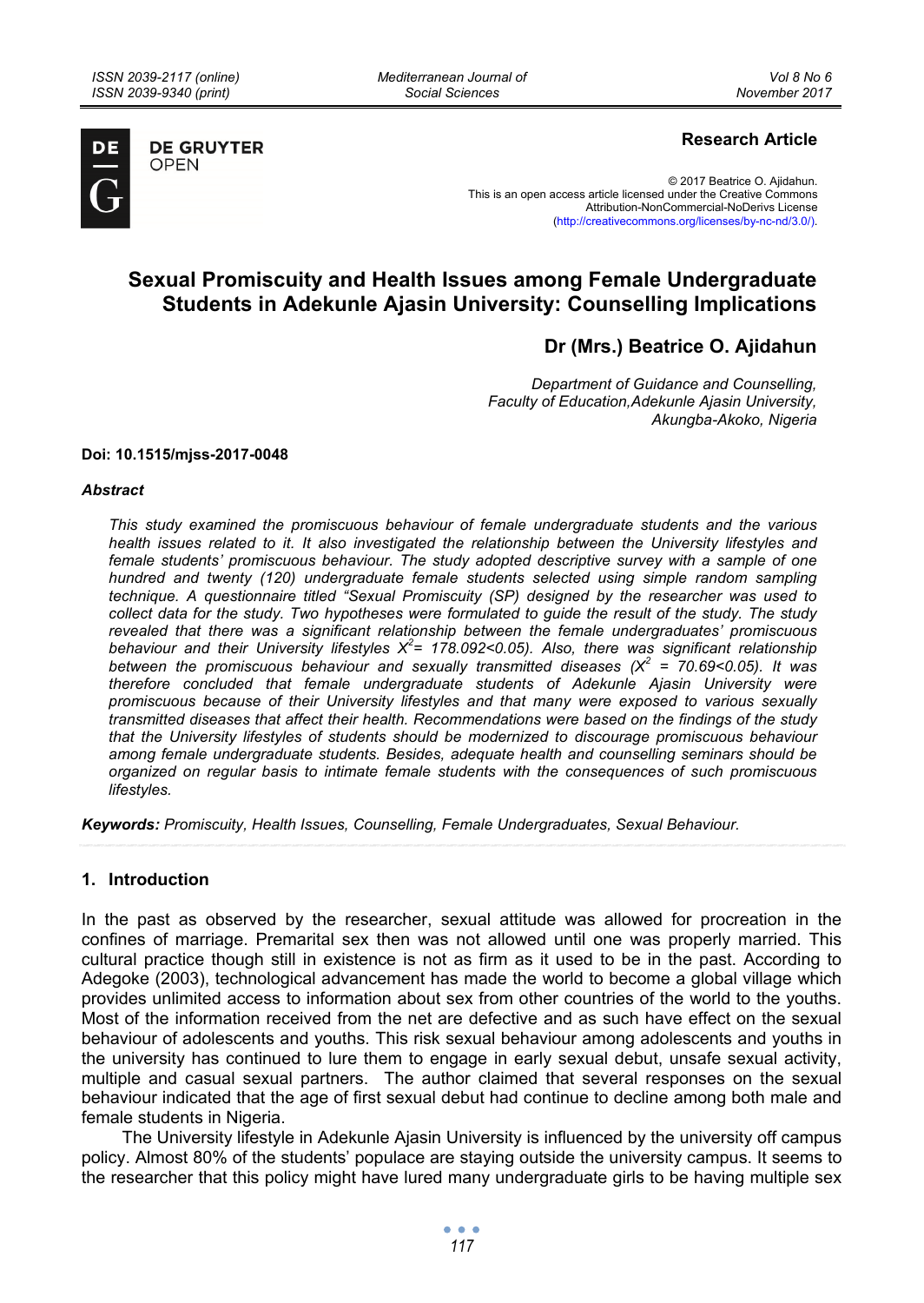**Research Article**

© 2017 Beatrice O. Ajidahun.
This is an open access article licensed under the Creative Commons Attribution-NonCommercial-NoDerivs License (http://creativecommons.org/licenses/by-nc-nd/3.0/).

# Sexual Promiscuity and Health Issues among Female Undergraduate Students in Adekunle Ajasin University: Counselling Implications

## Dr (Mrs.) Beatrice O. Ajidahun

*Department of Guidance and Counselling, Faculty of Education,Adekunle Ajasin University, Akungba-Akoko, Nigeria*

**Doi: 10.1515/mjss-2017-0048**

### *Abstract*

*This study examined the promiscuous behaviour of female undergraduate students and the various health issues related to it. It also investigated the relationship between the University lifestyles and female students' promiscuous behaviour. The study adopted descriptive survey with a sample of one hundred and twenty (120) undergraduate female students selected using simple random sampling technique. A questionnaire titled "Sexual Promiscuity (SP) designed by the researcher was used to collect data for the study. Two hypotheses were formulated to guide the result of the study. The study revealed that there was a significant relationship between the female undergraduates' promiscuous behaviour and their University lifestyles $X^2$= 178.092<0.05). Also, there was significant relationship between the promiscuous behaviour and sexually transmitted diseases ($X^2$ = 70.69<0.05). It was therefore concluded that female undergraduate students of Adekunle Ajasin University were promiscuous because of their University lifestyles and that many were exposed to various sexually transmitted diseases that affect their health. Recommendations were based on the findings of the study that the University lifestyles of students should be modernized to discourage promiscuous behaviour among female undergraduate students. Besides, adequate health and counselling seminars should be organized on regular basis to intimate female students with the consequences of such promiscuous lifestyles.*

**Keywords:** *Promiscuity, Health Issues, Counselling, Female Undergraduates, Sexual Behaviour.*

## 1. Introduction

In the past as observed by the researcher, sexual attitude was allowed for procreation in the confines of marriage. Premarital sex then was not allowed until one was properly married. This cultural practice though still in existence is not as firm as it used to be in the past. According to Adegoke (2003), technological advancement has made the world to become a global village which provides unlimited access to information about sex from other countries of the world to the youths. Most of the information received from the net are defective and as such have effect on the sexual behaviour of adolescents and youths. This risk sexual behaviour among adolescents and youths in the university has continued to lure them to engage in early sexual debut, unsafe sexual activity, multiple and casual sexual partners. The author claimed that several responses on the sexual behaviour indicated that the age of first sexual debut had continue to decline among both male and female students in Nigeria.

The University lifestyle in Adekunle Ajasin University is influenced by the university off campus policy. Almost 80% of the students' populace are staying outside the university campus. It seems to the researcher that this policy might have lured many undergraduate girls to be having multiple sex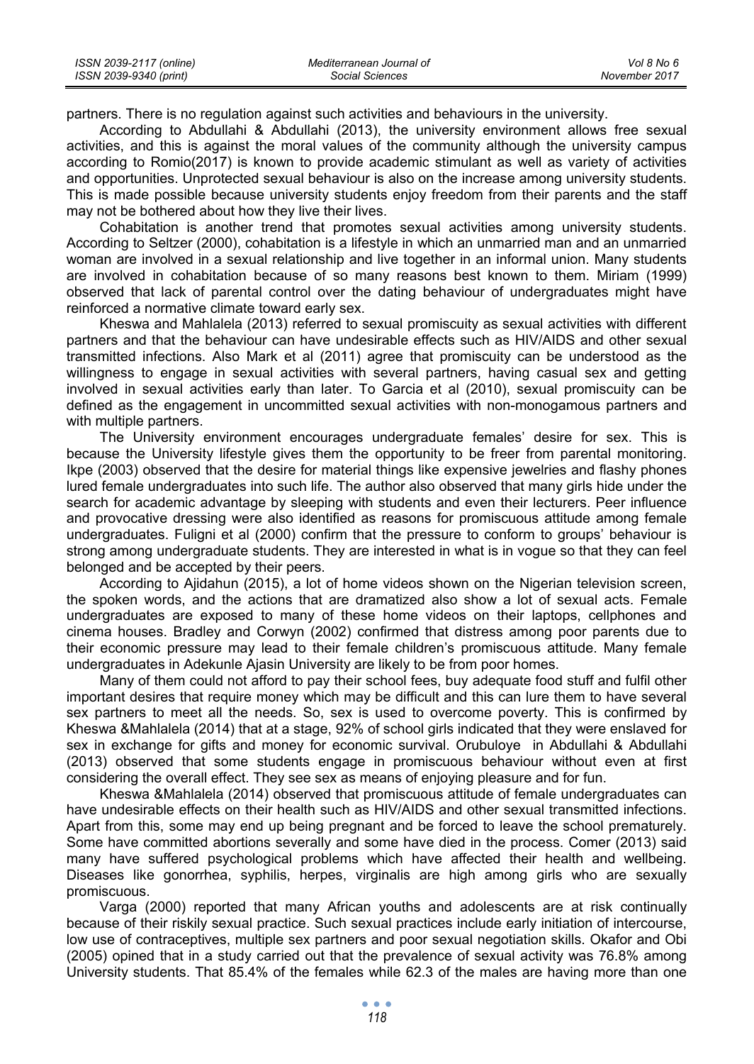partners. There is no regulation against such activities and behaviours in the university.

According to Abdullahi & Abdullahi (2013), the university environment allows free sexual activities, and this is against the moral values of the community although the university campus according to Romio(2017) is known to provide academic stimulant as well as variety of activities and opportunities. Unprotected sexual behaviour is also on the increase among university students. This is made possible because university students enjoy freedom from their parents and the staff may not be bothered about how they live their lives.

Cohabitation is another trend that promotes sexual activities among university students. According to Seltzer (2000), cohabitation is a lifestyle in which an unmarried man and an unmarried woman are involved in a sexual relationship and live together in an informal union. Many students are involved in cohabitation because of so many reasons best known to them. Miriam (1999) observed that lack of parental control over the dating behaviour of undergraduates might have reinforced a normative climate toward early sex.

Kheswa and Mahlalela (2013) referred to sexual promiscuity as sexual activities with different partners and that the behaviour can have undesirable effects such as HIV/AIDS and other sexual transmitted infections. Also Mark et al (2011) agree that promiscuity can be understood as the willingness to engage in sexual activities with several partners, having casual sex and getting involved in sexual activities early than later. To Garcia et al (2010), sexual promiscuity can be defined as the engagement in uncommitted sexual activities with non-monogamous partners and with multiple partners.

The University environment encourages undergraduate females' desire for sex. This is because the University lifestyle gives them the opportunity to be freer from parental monitoring. Ikpe (2003) observed that the desire for material things like expensive jewelries and flashy phones lured female undergraduates into such life. The author also observed that many girls hide under the search for academic advantage by sleeping with students and even their lecturers. Peer influence and provocative dressing were also identified as reasons for promiscuous attitude among female undergraduates. Fuligni et al (2000) confirm that the pressure to conform to groups' behaviour is strong among undergraduate students. They are interested in what is in vogue so that they can feel belonged and be accepted by their peers.

According to Ajidahun (2015), a lot of home videos shown on the Nigerian television screen, the spoken words, and the actions that are dramatized also show a lot of sexual acts. Female undergraduates are exposed to many of these home videos on their laptops, cellphones and cinema houses. Bradley and Corwyn (2002) confirmed that distress among poor parents due to their economic pressure may lead to their female children's promiscuous attitude. Many female undergraduates in Adekunle Ajasin University are likely to be from poor homes.

Many of them could not afford to pay their school fees, buy adequate food stuff and fulfil other important desires that require money which may be difficult and this can lure them to have several sex partners to meet all the needs. So, sex is used to overcome poverty. This is confirmed by Kheswa &Mahlalela (2014) that at a stage, 92% of school girls indicated that they were enslaved for sex in exchange for gifts and money for economic survival. Orubuloye in Abdullahi & Abdullahi (2013) observed that some students engage in promiscuous behaviour without even at first considering the overall effect. They see sex as means of enjoying pleasure and for fun.

Kheswa &Mahlalela (2014) observed that promiscuous attitude of female undergraduates can have undesirable effects on their health such as HIV/AIDS and other sexual transmitted infections. Apart from this, some may end up being pregnant and be forced to leave the school prematurely. Some have committed abortions severally and some have died in the process. Comer (2013) said many have suffered psychological problems which have affected their health and wellbeing. Diseases like gonorrhea, syphilis, herpes, virginalis are high among girls who are sexually promiscuous.

Varga (2000) reported that many African youths and adolescents are at risk continually because of their riskily sexual practice. Such sexual practices include early initiation of intercourse, low use of contraceptives, multiple sex partners and poor sexual negotiation skills. Okafor and Obi (2005) opined that in a study carried out that the prevalence of sexual activity was 76.8% among University students. That 85.4% of the females while 62.3 of the males are having more than one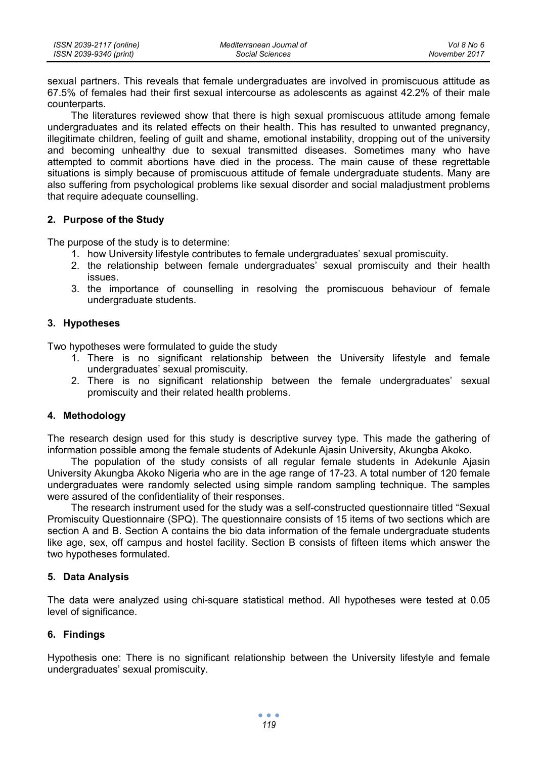sexual partners. This reveals that female undergraduates are involved in promiscuous attitude as 67.5% of females had their first sexual intercourse as adolescents as against 42.2% of their male counterparts.

The literatures reviewed show that there is high sexual promiscuous attitude among female undergraduates and its related effects on their health. This has resulted to unwanted pregnancy, illegitimate children, feeling of guilt and shame, emotional instability, dropping out of the university and becoming unhealthy due to sexual transmitted diseases. Sometimes many who have attempted to commit abortions have died in the process. The main cause of these regrettable situations is simply because of promiscuous attitude of female undergraduate students. Many are also suffering from psychological problems like sexual disorder and social maladjustment problems that require adequate counselling.

## 2. Purpose of the Study

The purpose of the study is to determine:

1. how University lifestyle contributes to female undergraduates' sexual promiscuity.
2. the relationship between female undergraduates' sexual promiscuity and their health issues.
3. the importance of counselling in resolving the promiscuous behaviour of female undergraduate students.

## 3. Hypotheses

Two hypotheses were formulated to guide the study

1. There is no significant relationship between the University lifestyle and female undergraduates' sexual promiscuity.
2. There is no significant relationship between the female undergraduates' sexual promiscuity and their related health problems.

## 4. Methodology

The research design used for this study is descriptive survey type. This made the gathering of information possible among the female students of Adekunle Ajasin University, Akungba Akoko.

The population of the study consists of all regular female students in Adekunle Ajasin University Akungba Akoko Nigeria who are in the age range of 17-23. A total number of 120 female undergraduates were randomly selected using simple random sampling technique. The samples were assured of the confidentiality of their responses.

The research instrument used for the study was a self-constructed questionnaire titled "Sexual Promiscuity Questionnaire (SPQ). The questionnaire consists of 15 items of two sections which are section A and B. Section A contains the bio data information of the female undergraduate students like age, sex, off campus and hostel facility. Section B consists of fifteen items which answer the two hypotheses formulated.

## 5. Data Analysis

The data were analyzed using chi-square statistical method. All hypotheses were tested at 0.05 level of significance.

## 6. Findings

Hypothesis one: There is no significant relationship between the University lifestyle and female undergraduates' sexual promiscuity.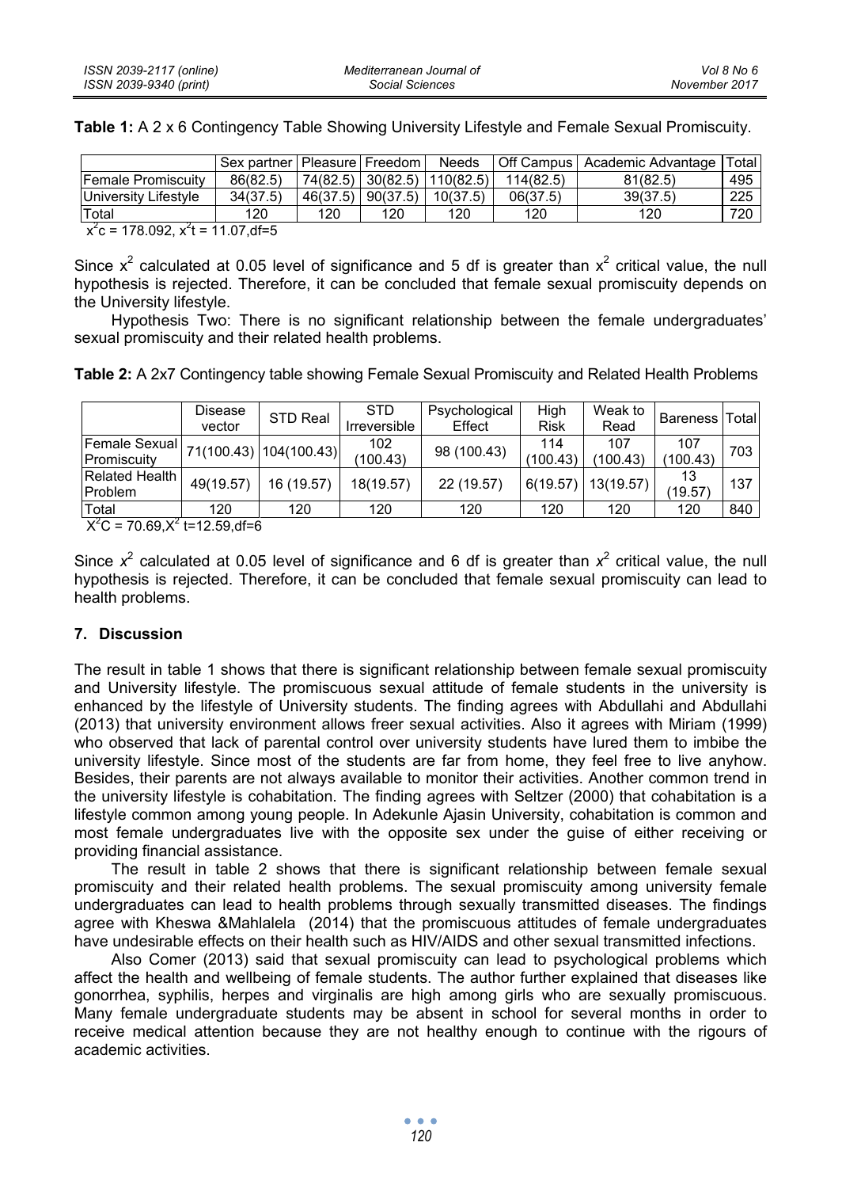**Table 1:** A 2 x 6 Contingency Table Showing University Lifestyle and Female Sexual Promiscuity.

| | Sex partner | Pleasure | Freedom | Needs | Off Campus | Academic Advantage | Total |
|---|---|---|---|---|---|---|---|
| Female Promiscuity | 86(82.5) | 74(82.5) | 30(82.5) | 110(82.5) | 114(82.5) | 81(82.5) | 495 |
| University Lifestyle | 34(37.5) | 46(37.5) | 90(37.5) | 10(37.5) | 06(37.5) | 39(37.5) | 225 |
| Total | 120 | 120 | 120 | 120 | 120 | 120 | 720 |

$x^2c$ = 178.092, $x^2t$ = 11.07,df=5

Since $x^2$ calculated at 0.05 level of significance and 5 df is greater than $x^2$ critical value, the null hypothesis is rejected. Therefore, it can be concluded that female sexual promiscuity depends on the University lifestyle.

Hypothesis Two: There is no significant relationship between the female undergraduates' sexual promiscuity and their related health problems.

**Table 2:** A 2x7 Contingency table showing Female Sexual Promiscuity and Related Health Problems

| | Disease vector | STD Real | STD Irreversible | Psychological Effect | High Risk | Weak to Read | Bareness | Total |
|---|---|---|---|---|---|---|---|---|
| Female Sexual Promiscuity | 71(100.43) | 104(100.43) | 102 (100.43) | 98 (100.43) | 114 (100.43) | 107 (100.43) | 107 (100.43) | 703 |
| Related Health Problem | 49(19.57) | 16 (19.57) | 18(19.57) | 22 (19.57) | 6(19.57) | 13(19.57) | 13 (19.57) | 137 |
| Total | 120 | 120 | 120 | 120 | 120 | 120 | 120 | 840 |

$X^2C$ = 70.69,$X^2$ t=12.59,df=6

Since $x^2$ calculated at 0.05 level of significance and 6 df is greater than $x^2$ critical value, the null hypothesis is rejected. Therefore, it can be concluded that female sexual promiscuity can lead to health problems.

## 7. Discussion

The result in table 1 shows that there is significant relationship between female sexual promiscuity and University lifestyle. The promiscuous sexual attitude of female students in the university is enhanced by the lifestyle of University students. The finding agrees with Abdullahi and Abdullahi (2013) that university environment allows freer sexual activities. Also it agrees with Miriam (1999) who observed that lack of parental control over university students have lured them to imbibe the university lifestyle. Since most of the students are far from home, they feel free to live anyhow. Besides, their parents are not always available to monitor their activities. Another common trend in the university lifestyle is cohabitation. The finding agrees with Seltzer (2000) that cohabitation is a lifestyle common among young people. In Adekunle Ajasin University, cohabitation is common and most female undergraduates live with the opposite sex under the guise of either receiving or providing financial assistance.

The result in table 2 shows that there is significant relationship between female sexual promiscuity and their related health problems. The sexual promiscuity among university female undergraduates can lead to health problems through sexually transmitted diseases. The findings agree with Kheswa &Mahlalela (2014) that the promiscuous attitudes of female undergraduates have undesirable effects on their health such as HIV/AIDS and other sexual transmitted infections.

Also Comer (2013) said that sexual promiscuity can lead to psychological problems which affect the health and wellbeing of female students. The author further explained that diseases like gonorrhea, syphilis, herpes and virginalis are high among girls who are sexually promiscuous. Many female undergraduate students may be absent in school for several months in order to receive medical attention because they are not healthy enough to continue with the rigours of academic activities.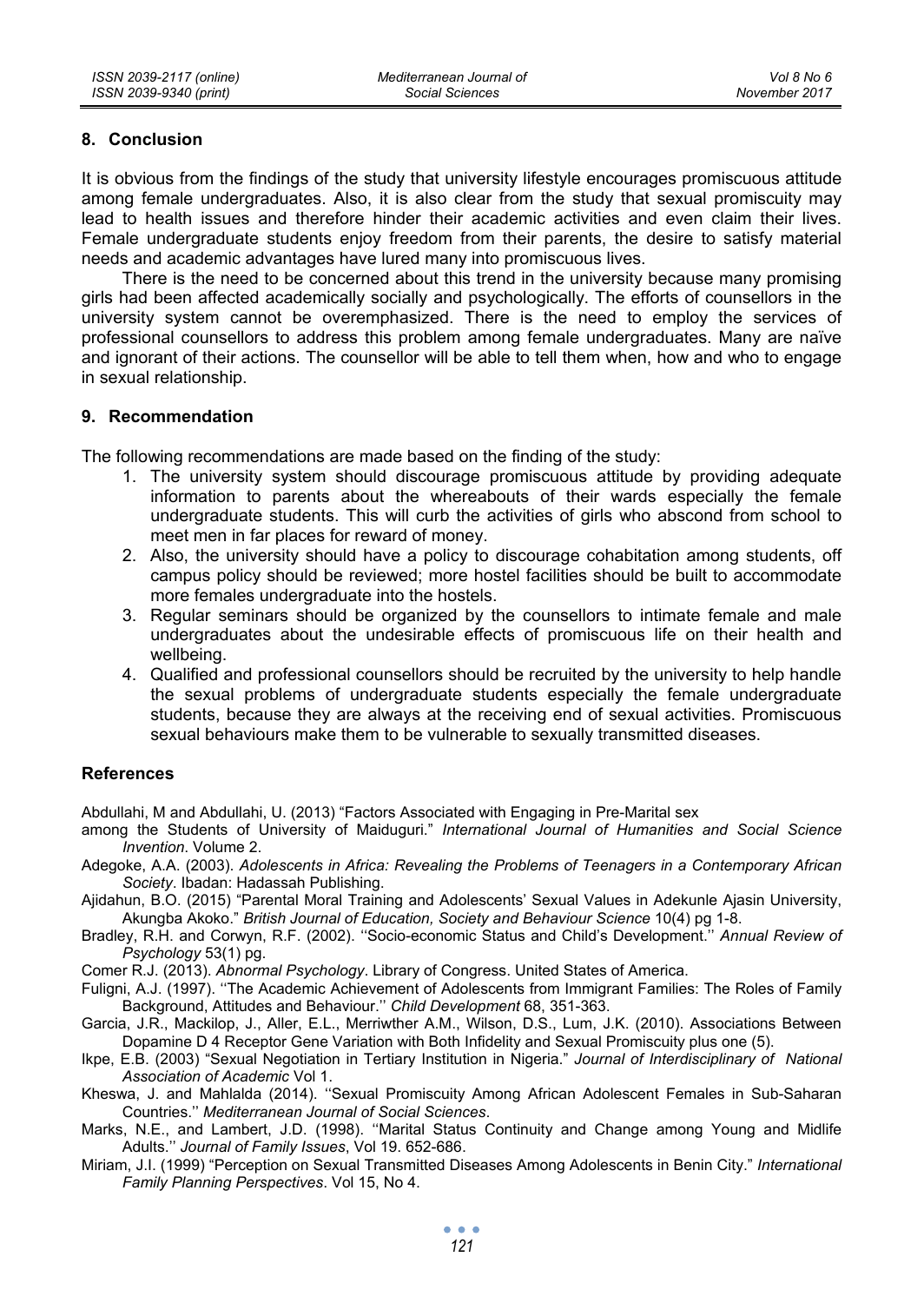## 8. Conclusion

It is obvious from the findings of the study that university lifestyle encourages promiscuous attitude among female undergraduates. Also, it is also clear from the study that sexual promiscuity may lead to health issues and therefore hinder their academic activities and even claim their lives. Female undergraduate students enjoy freedom from their parents, the desire to satisfy material needs and academic advantages have lured many into promiscuous lives.

There is the need to be concerned about this trend in the university because many promising girls had been affected academically socially and psychologically. The efforts of counsellors in the university system cannot be overemphasized. There is the need to employ the services of professional counsellors to address this problem among female undergraduates. Many are naïve and ignorant of their actions. The counsellor will be able to tell them when, how and who to engage in sexual relationship.

## 9. Recommendation

The following recommendations are made based on the finding of the study:

1. The university system should discourage promiscuous attitude by providing adequate information to parents about the whereabouts of their wards especially the female undergraduate students. This will curb the activities of girls who abscond from school to meet men in far places for reward of money.
2. Also, the university should have a policy to discourage cohabitation among students, off campus policy should be reviewed; more hostel facilities should be built to accommodate more females undergraduate into the hostels.
3. Regular seminars should be organized by the counsellors to intimate female and male undergraduates about the undesirable effects of promiscuous life on their health and wellbeing.
4. Qualified and professional counsellors should be recruited by the university to help handle the sexual problems of undergraduate students especially the female undergraduate students, because they are always at the receiving end of sexual activities. Promiscuous sexual behaviours make them to be vulnerable to sexually transmitted diseases.

### References

Abdullahi, M and Abdullahi, U. (2013) "Factors Associated with Engaging in Pre-Marital sex among the Students of University of Maiduguri." *International Journal of Humanities and Social Science Invention*. Volume 2.

Adegoke, A.A. (2003). *Adolescents in Africa: Revealing the Problems of Teenagers in a Contemporary African Society*. Ibadan: Hadassah Publishing.

Ajidahun, B.O. (2015) "Parental Moral Training and Adolescents' Sexual Values in Adekunle Ajasin University, Akungba Akoko." *British Journal of Education, Society and Behaviour Science* 10(4) pg 1-8.

Bradley, R.H. and Corwyn, R.F. (2002). ''Socio-economic Status and Child's Development.'' *Annual Review of Psychology* 53(1) pg.

Comer R.J. (2013). *Abnormal Psychology*. Library of Congress. United States of America.

Fuligni, A.J. (1997). ''The Academic Achievement of Adolescents from Immigrant Families: The Roles of Family Background, Attitudes and Behaviour.'' *Child Development* 68, 351-363.

Garcia, J.R., Mackilop, J., Aller, E.L., Merriwther A.M., Wilson, D.S., Lum, J.K. (2010). Associations Between Dopamine D 4 Receptor Gene Variation with Both Infidelity and Sexual Promiscuity plus one (5).

Ikpe, E.B. (2003) "Sexual Negotiation in Tertiary Institution in Nigeria." *Journal of Interdisciplinary of National Association of Academic* Vol 1.

Kheswa, J. and Mahlalda (2014). ''Sexual Promiscuity Among African Adolescent Females in Sub-Saharan Countries.'' *Mediterranean Journal of Social Sciences*.

Marks, N.E., and Lambert, J.D. (1998). ''Marital Status Continuity and Change among Young and Midlife Adults.'' *Journal of Family Issues*, Vol 19. 652-686.

Miriam, J.I. (1999) "Perception on Sexual Transmitted Diseases Among Adolescents in Benin City." *International Family Planning Perspectives*. Vol 15, No 4.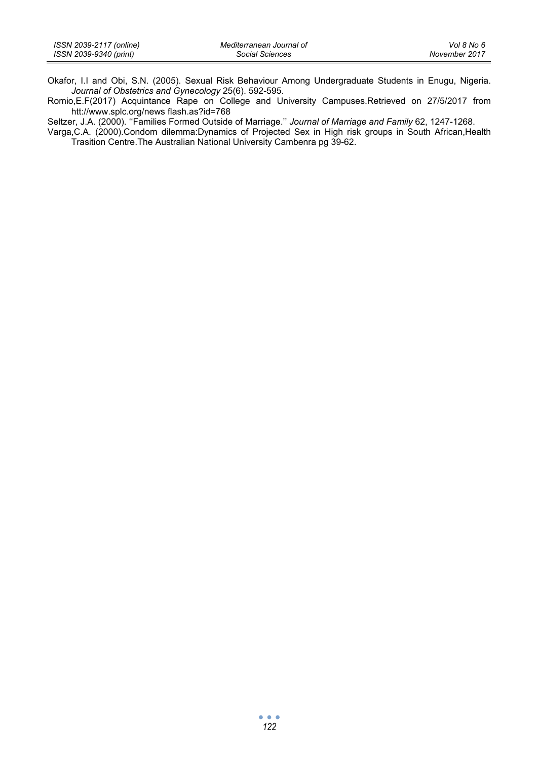Okafor, I.I and Obi, S.N. (2005). Sexual Risk Behaviour Among Undergraduate Students in Enugu, Nigeria. *Journal of Obstetrics and Gynecology* 25(6). 592-595.

Romio,E.F(2017) Acquintance Rape on College and University Campuses.Retrieved on 27/5/2017 from htt://www.splc.org/news flash.as?id=768

Seltzer, J.A. (2000). ''Families Formed Outside of Marriage.'' *Journal of Marriage and Family* 62, 1247-1268.

Varga,C.A. (2000).Condom dilemma:Dynamics of Projected Sex in High risk groups in South African,Health Trasition Centre.The Australian National University Cambenra pg 39-62.